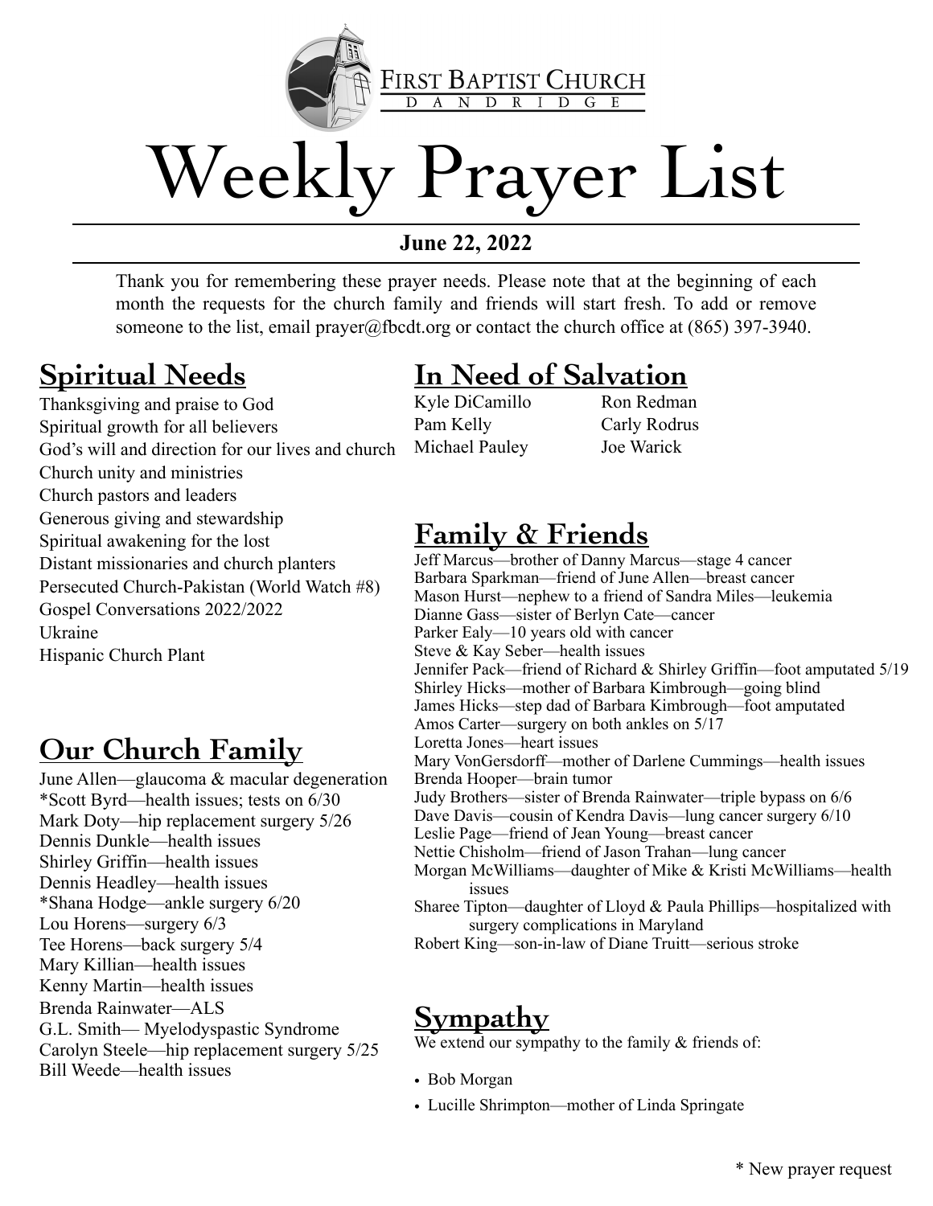FIRST BAPTIST CHURCH
DANDRIDGE

# Weekly Prayer List

**June 22, 2022**

Thank you for remembering these prayer needs. Please note that at the beginning of each month the requests for the church family and friends will start fresh. To add or remove someone to the list, email prayer@fbcdt.org or contact the church office at (865) 397-3940.

## Spiritual Needs

Thanksgiving and praise to God
Spiritual growth for all believers
God's will and direction for our lives and church
Church unity and ministries
Church pastors and leaders
Generous giving and stewardship
Spiritual awakening for the lost
Distant missionaries and church planters
Persecuted Church-Pakistan (World Watch #8)
Gospel Conversations 2022/2022
Ukraine
Hispanic Church Plant

## Our Church Family

June Allen—glaucoma & macular degeneration
*Scott Byrd—health issues; tests on 6/30
Mark Doty—hip replacement surgery 5/26
Dennis Dunkle—health issues
Shirley Griffin—health issues
Dennis Headley—health issues
*Shana Hodge—ankle surgery 6/20
Lou Horens—surgery 6/3
Tee Horens—back surgery 5/4
Mary Killian—health issues
Kenny Martin—health issues
Brenda Rainwater—ALS
G.L. Smith— Myelodyspastic Syndrome
Carolyn Steele—hip replacement surgery 5/25
Bill Weede—health issues

## In Need of Salvation

Kyle DiCamillo
Pam Kelly
Michael Pauley
Ron Redman
Carly Rodrus
Joe Warick

## Family & Friends

Jeff Marcus—brother of Danny Marcus—stage 4 cancer
Barbara Sparkman—friend of June Allen—breast cancer
Mason Hurst—nephew to a friend of Sandra Miles—leukemia
Dianne Gass—sister of Berlyn Cate—cancer
Parker Ealy—10 years old with cancer
Steve & Kay Seber—health issues
Jennifer Pack—friend of Richard & Shirley Griffin—foot amputated 5/19
Shirley Hicks—mother of Barbara Kimbrough—going blind
James Hicks—step dad of Barbara Kimbrough—foot amputated
Amos Carter—surgery on both ankles on 5/17
Loretta Jones—heart issues
Mary VonGersdorff—mother of Darlene Cummings—health issues
Brenda Hooper—brain tumor
Judy Brothers—sister of Brenda Rainwater—triple bypass on 6/6
Dave Davis—cousin of Kendra Davis—lung cancer surgery 6/10
Leslie Page—friend of Jean Young—breast cancer
Nettie Chisholm—friend of Jason Trahan—lung cancer
Morgan McWilliams—daughter of Mike & Kristi McWilliams—health issues
Sharee Tipton—daughter of Lloyd & Paula Phillips—hospitalized with surgery complications in Maryland
Robert King—son-in-law of Diane Truitt—serious stroke

## Sympathy

We extend our sympathy to the family & friends of:

- Bob Morgan
- Lucille Shrimpton—mother of Linda Springate

* New prayer request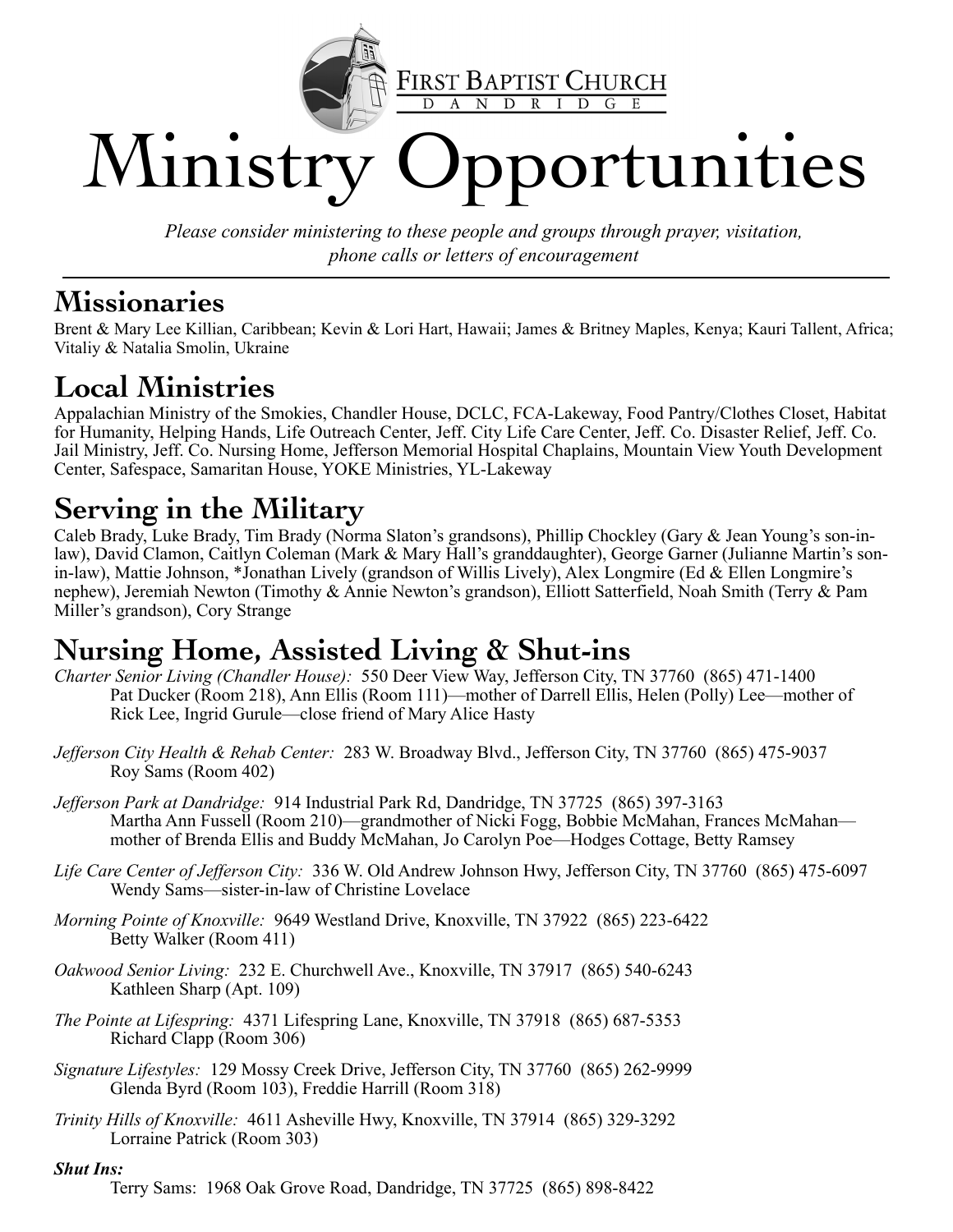FIRST BAPTIST CHURCH
D A N D R I D G E

# Ministry Opportunities

*Please consider ministering to these people and groups through prayer, visitation, phone calls or letters of encouragement*

## Missionaries

Brent & Mary Lee Killian, Caribbean; Kevin & Lori Hart, Hawaii; James & Britney Maples, Kenya; Kauri Tallent, Africa; Vitaliy & Natalia Smolin, Ukraine

## Local Ministries

Appalachian Ministry of the Smokies, Chandler House, DCLC, FCA-Lakeway, Food Pantry/Clothes Closet, Habitat for Humanity, Helping Hands, Life Outreach Center, Jeff. City Life Care Center, Jeff. Co. Disaster Relief, Jeff. Co. Jail Ministry, Jeff. Co. Nursing Home, Jefferson Memorial Hospital Chaplains, Mountain View Youth Development Center, Safespace, Samaritan House, YOKE Ministries, YL-Lakeway

## Serving in the Military

Caleb Brady, Luke Brady, Tim Brady (Norma Slaton's grandsons), Phillip Chockley (Gary & Jean Young's son-in-law), David Clamon, Caitlyn Coleman (Mark & Mary Hall's granddaughter), George Garner (Julianne Martin's son-in-law), Mattie Johnson, *Jonathan Lively (grandson of Willis Lively), Alex Longmire (Ed & Ellen Longmire's nephew), Jeremiah Newton (Timothy & Annie Newton's grandson), Elliott Satterfield, Noah Smith (Terry & Pam Miller's grandson), Cory Strange

## Nursing Home, Assisted Living & Shut-ins

*Charter Senior Living (Chandler House):* 550 Deer View Way, Jefferson City, TN 37760 (865) 471-1400
Pat Ducker (Room 218), Ann Ellis (Room 111)—mother of Darrell Ellis, Helen (Polly) Lee—mother of Rick Lee, Ingrid Gurule—close friend of Mary Alice Hasty

*Jefferson City Health & Rehab Center:* 283 W. Broadway Blvd., Jefferson City, TN 37760 (865) 475-9037
Roy Sams (Room 402)

*Jefferson Park at Dandridge:* 914 Industrial Park Rd, Dandridge, TN 37725 (865) 397-3163
Martha Ann Fussell (Room 210)—grandmother of Nicki Fogg, Bobbie McMahan, Frances McMahan—mother of Brenda Ellis and Buddy McMahan, Jo Carolyn Poe—Hodges Cottage, Betty Ramsey

*Life Care Center of Jefferson City:* 336 W. Old Andrew Johnson Hwy, Jefferson City, TN 37760 (865) 475-6097
Wendy Sams—sister-in-law of Christine Lovelace

*Morning Pointe of Knoxville:* 9649 Westland Drive, Knoxville, TN 37922 (865) 223-6422
Betty Walker (Room 411)

*Oakwood Senior Living:* 232 E. Churchwell Ave., Knoxville, TN 37917 (865) 540-6243
Kathleen Sharp (Apt. 109)

*The Pointe at Lifespring:* 4371 Lifespring Lane, Knoxville, TN 37918 (865) 687-5353
Richard Clapp (Room 306)

*Signature Lifestyles:* 129 Mossy Creek Drive, Jefferson City, TN 37760 (865) 262-9999
Glenda Byrd (Room 103), Freddie Harrill (Room 318)

*Trinity Hills of Knoxville:* 4611 Asheville Hwy, Knoxville, TN 37914 (865) 329-3292
Lorraine Patrick (Room 303)

***Shut Ins:***
Terry Sams: 1968 Oak Grove Road, Dandridge, TN 37725 (865) 898-8422